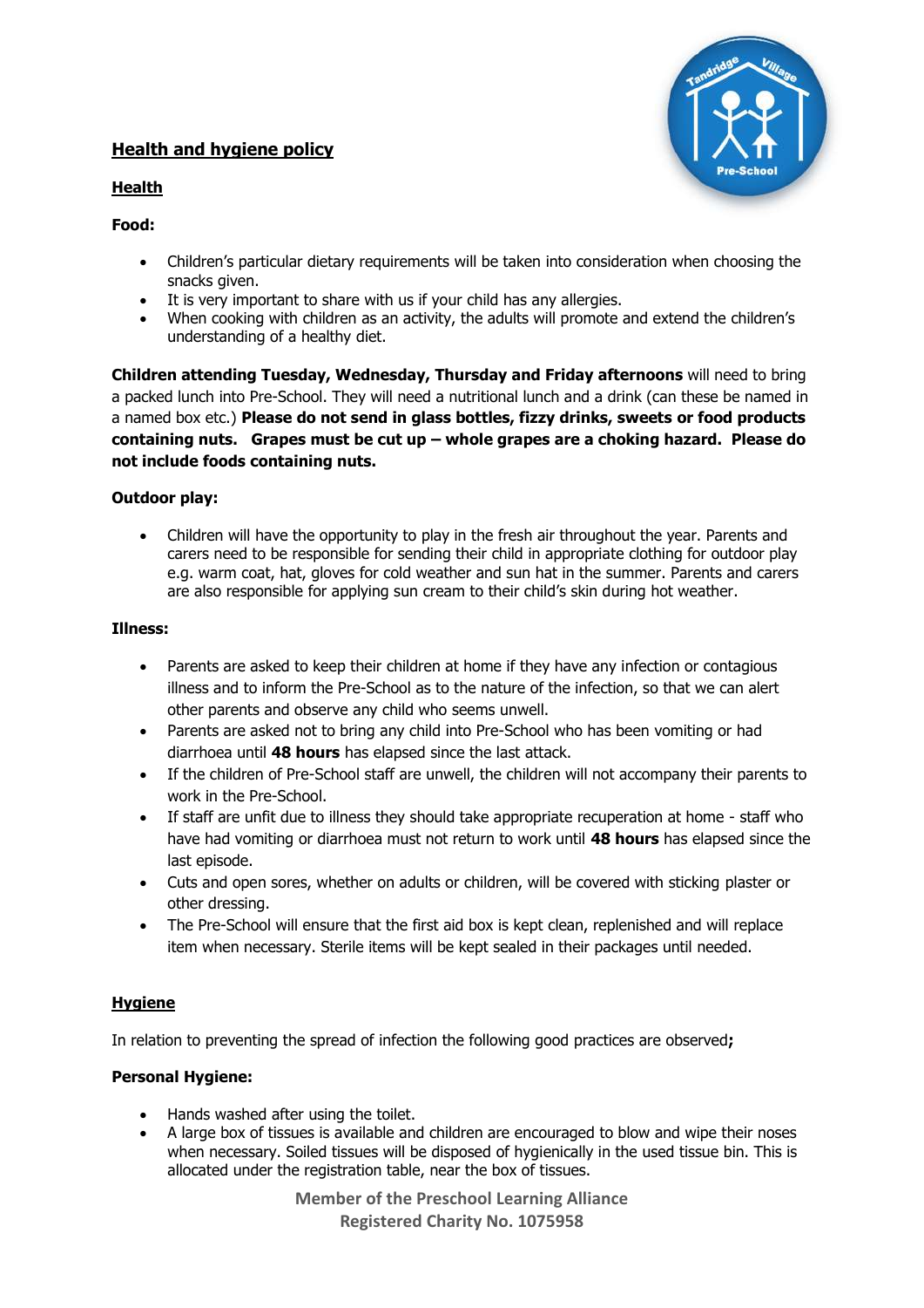## Health and hygiene policy

### Health

**Food:**

- Children's particular dietary requirements will be taken into consideration when choosing the snacks given.
- It is very important to share with us if your child has any allergies.
- When cooking with children as an activity, the adults will promote and extend the children's understanding of a healthy diet.

**Children attending Tuesday, Wednesday, Thursday and Friday afternoons** will need to bring a packed lunch into Pre-School. They will need a nutritional lunch and a drink (can these be named in a named box etc.) **Please do not send in glass bottles, fizzy drinks, sweets or food products containing nuts. Grapes must be cut up – whole grapes are a choking hazard. Please do not include foods containing nuts.**

**Outdoor play:**

- Children will have the opportunity to play in the fresh air throughout the year. Parents and carers need to be responsible for sending their child in appropriate clothing for outdoor play e.g. warm coat, hat, gloves for cold weather and sun hat in the summer. Parents and carers are also responsible for applying sun cream to their child's skin during hot weather.

**Illness:**

- Parents are asked to keep their children at home if they have any infection or contagious illness and to inform the Pre-School as to the nature of the infection, so that we can alert other parents and observe any child who seems unwell.
- Parents are asked not to bring any child into Pre-School who has been vomiting or had diarrhoea until **48 hours** has elapsed since the last attack.
- If the children of Pre-School staff are unwell, the children will not accompany their parents to work in the Pre-School.
- If staff are unfit due to illness they should take appropriate recuperation at home - staff who have had vomiting or diarrhoea must not return to work until **48 hours** has elapsed since the last episode.
- Cuts and open sores, whether on adults or children, will be covered with sticking plaster or other dressing.
- The Pre-School will ensure that the first aid box is kept clean, replenished and will replace item when necessary. Sterile items will be kept sealed in their packages until needed.

### Hygiene

In relation to preventing the spread of infection the following good practices are observed**;**

**Personal Hygiene:**

- Hands washed after using the toilet.
- A large box of tissues is available and children are encouraged to blow and wipe their noses when necessary. Soiled tissues will be disposed of hygienically in the used tissue bin. This is allocated under the registration table, near the box of tissues.

Member of the Preschool Learning Alliance
Registered Charity No. 1075958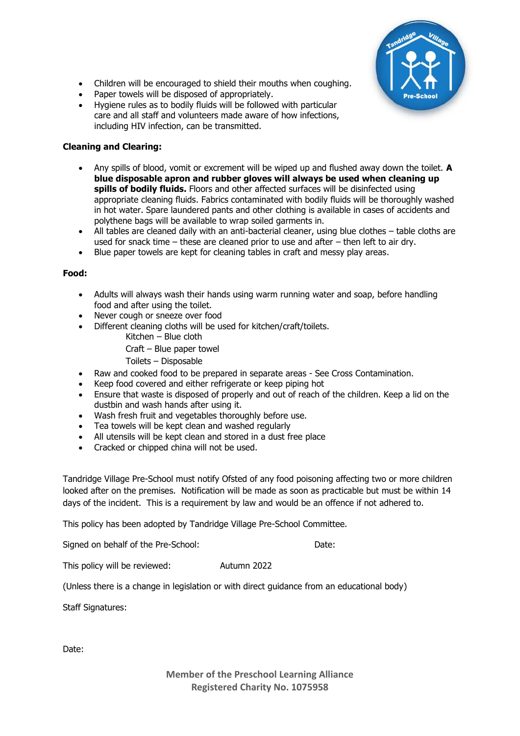- Children will be encouraged to shield their mouths when coughing.
- Paper towels will be disposed of appropriately.
- Hygiene rules as to bodily fluids will be followed with particular care and all staff and volunteers made aware of how infections, including HIV infection, can be transmitted.

**Cleaning and Clearing:**

- Any spills of blood, vomit or excrement will be wiped up and flushed away down the toilet. **A blue disposable apron and rubber gloves will always be used when cleaning up spills of bodily fluids.** Floors and other affected surfaces will be disinfected using appropriate cleaning fluids. Fabrics contaminated with bodily fluids will be thoroughly washed in hot water. Spare laundered pants and other clothing is available in cases of accidents and polythene bags will be available to wrap soiled garments in.
- All tables are cleaned daily with an anti-bacterial cleaner, using blue clothes – table cloths are used for snack time – these are cleaned prior to use and after – then left to air dry.
- Blue paper towels are kept for cleaning tables in craft and messy play areas.

**Food:**

- Adults will always wash their hands using warm running water and soap, before handling food and after using the toilet.
- Never cough or sneeze over food
- Different cleaning cloths will be used for kitchen/craft/toilets.
  - Kitchen – Blue cloth
  - Craft – Blue paper towel
  - Toilets – Disposable
- Raw and cooked food to be prepared in separate areas - See Cross Contamination.
- Keep food covered and either refrigerate or keep piping hot
- Ensure that waste is disposed of properly and out of reach of the children. Keep a lid on the dustbin and wash hands after using it.
- Wash fresh fruit and vegetables thoroughly before use.
- Tea towels will be kept clean and washed regularly
- All utensils will be kept clean and stored in a dust free place
- Cracked or chipped china will not be used.

Tandridge Village Pre-School must notify Ofsted of any food poisoning affecting two or more children looked after on the premises. Notification will be made as soon as practicable but must be within 14 days of the incident. This is a requirement by law and would be an offence if not adhered to.

This policy has been adopted by Tandridge Village Pre-School Committee.

Signed on behalf of the Pre-School: Date:

This policy will be reviewed: Autumn 2022

(Unless there is a change in legislation or with direct guidance from an educational body)

Staff Signatures:

Date:

**Member of the Preschool Learning Alliance**
**Registered Charity No. 1075958**